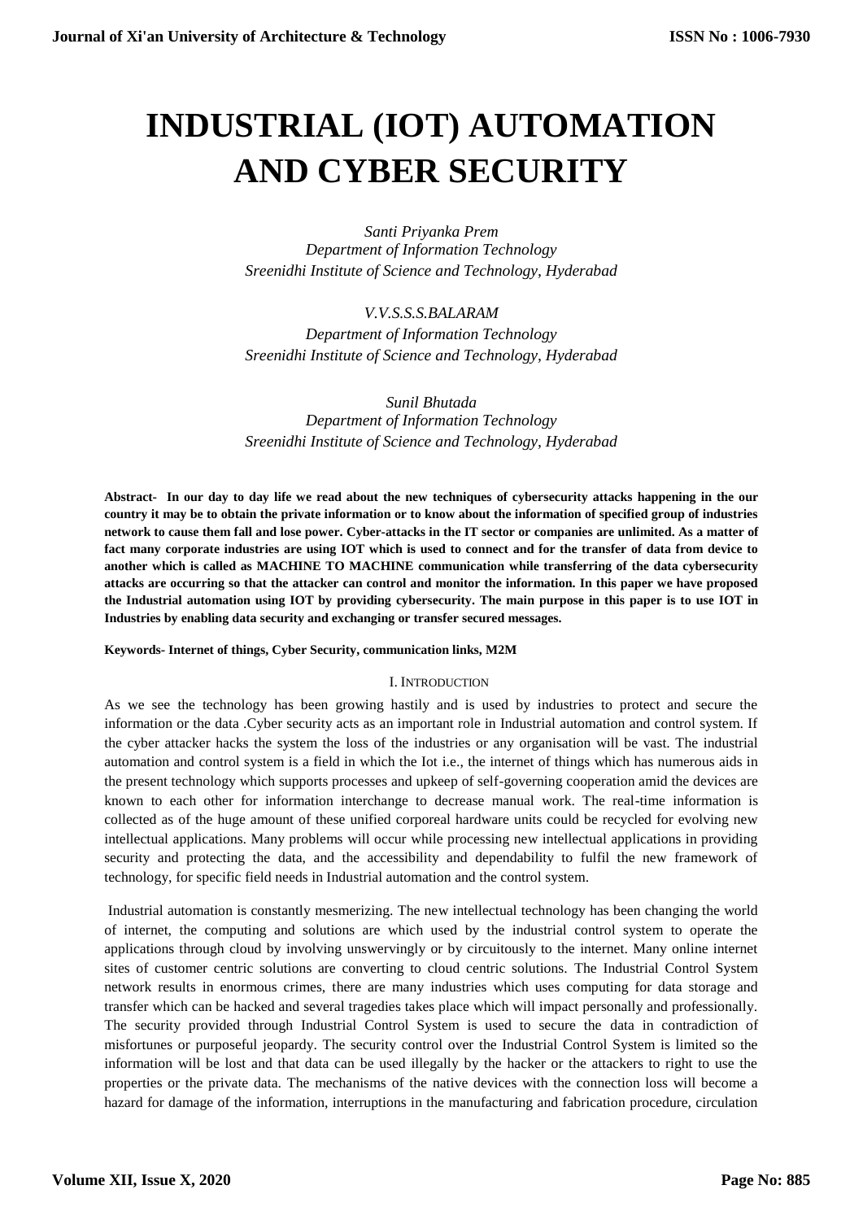# INDUSTRIAL (IOT) AUTOMATION AND CYBER SECURITY

*Santi Priyanka Prem*
*Department of Information Technology*
*Sreenidhi Institute of Science and Technology, Hyderabad*

*V.V.S.S.S.BALARAM*
*Department of Information Technology*
*Sreenidhi Institute of Science and Technology, Hyderabad*

*Sunil Bhutada*
*Department of Information Technology*
*Sreenidhi Institute of Science and Technology, Hyderabad*

**Abstract- In our day to day life we read about the new techniques of cybersecurity attacks happening in the our country it may be to obtain the private information or to know about the information of specified group of industries network to cause them fall and lose power. Cyber-attacks in the IT sector or companies are unlimited. As a matter of fact many corporate industries are using IOT which is used to connect and for the transfer of data from device to another which is called as MACHINE TO MACHINE communication while transferring of the data cybersecurity attacks are occurring so that the attacker can control and monitor the information. In this paper we have proposed the Industrial automation using IOT by providing cybersecurity. The main purpose in this paper is to use IOT in Industries by enabling data security and exchanging or transfer secured messages.**

**Keywords- Internet of things, Cyber Security, communication links, M2M**

## I. INTRODUCTION

As we see the technology has been growing hastily and is used by industries to protect and secure the information or the data .Cyber security acts as an important role in Industrial automation and control system. If the cyber attacker hacks the system the loss of the industries or any organisation will be vast. The industrial automation and control system is a field in which the Iot i.e., the internet of things which has numerous aids in the present technology which supports processes and upkeep of self-governing cooperation amid the devices are known to each other for information interchange to decrease manual work. The real-time information is collected as of the huge amount of these unified corporeal hardware units could be recycled for evolving new intellectual applications. Many problems will occur while processing new intellectual applications in providing security and protecting the data, and the accessibility and dependability to fulfil the new framework of technology, for specific field needs in Industrial automation and the control system.

Industrial automation is constantly mesmerizing. The new intellectual technology has been changing the world of internet, the computing and solutions are which used by the industrial control system to operate the applications through cloud by involving unswervingly or by circuitously to the internet. Many online internet sites of customer centric solutions are converting to cloud centric solutions. The Industrial Control System network results in enormous crimes, there are many industries which uses computing for data storage and transfer which can be hacked and several tragedies takes place which will impact personally and professionally. The security provided through Industrial Control System is used to secure the data in contradiction of misfortunes or purposeful jeopardy. The security control over the Industrial Control System is limited so the information will be lost and that data can be used illegally by the hacker or the attackers to right to use the properties or the private data. The mechanisms of the native devices with the connection loss will become a hazard for damage of the information, interruptions in the manufacturing and fabrication procedure, circulation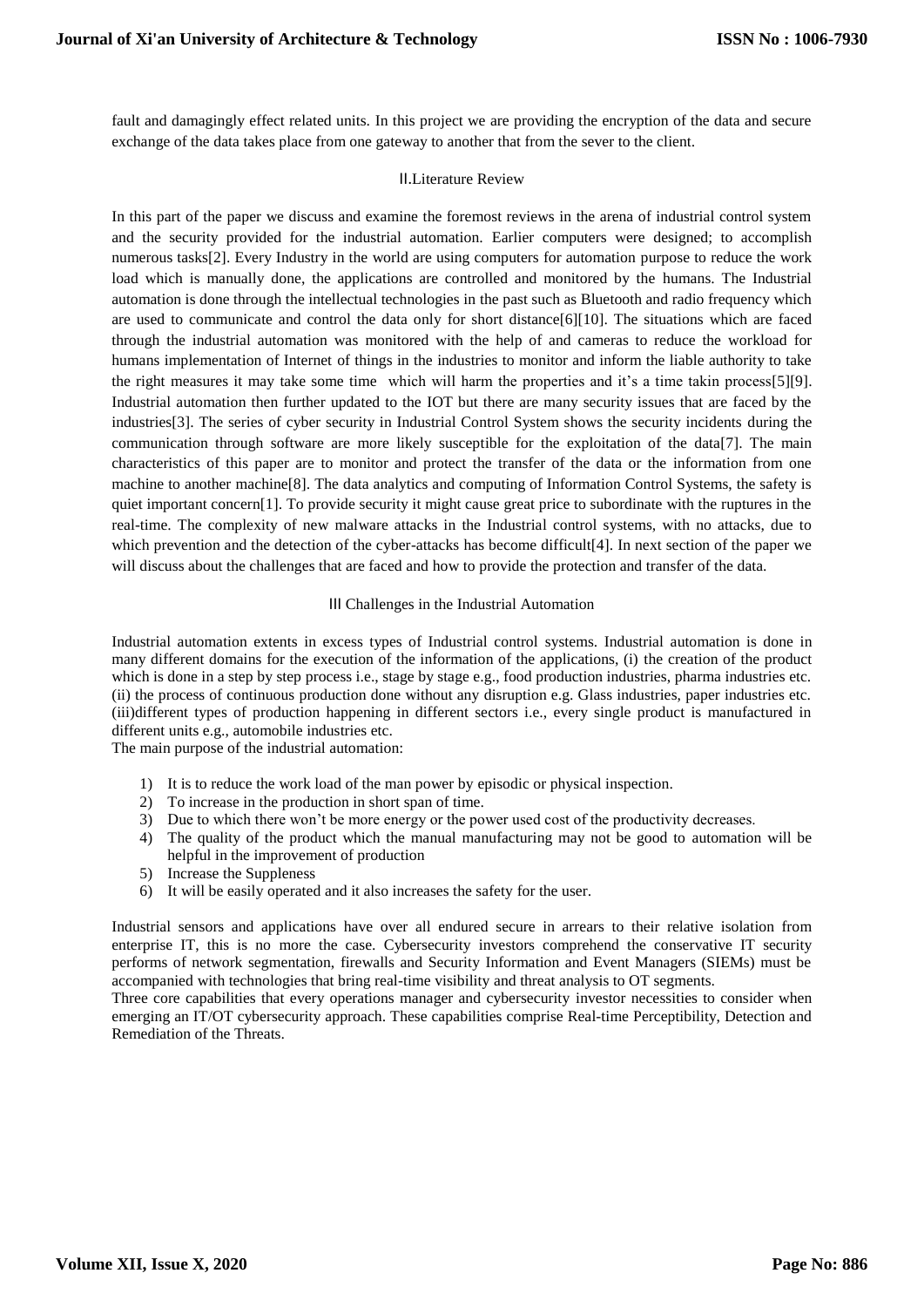fault and damagingly effect related units. In this project we are providing the encryption of the data and secure exchange of the data takes place from one gateway to another that from the sever to the client.

## Ⅱ.Literature Review

In this part of the paper we discuss and examine the foremost reviews in the arena of industrial control system and the security provided for the industrial automation. Earlier computers were designed; to accomplish numerous tasks[2]. Every Industry in the world are using computers for automation purpose to reduce the work load which is manually done, the applications are controlled and monitored by the humans. The Industrial automation is done through the intellectual technologies in the past such as Bluetooth and radio frequency which are used to communicate and control the data only for short distance[6][10]. The situations which are faced through the industrial automation was monitored with the help of and cameras to reduce the workload for humans implementation of Internet of things in the industries to monitor and inform the liable authority to take the right measures it may take some time which will harm the properties and it's a time takin process[5][9]. Industrial automation then further updated to the IOT but there are many security issues that are faced by the industries[3]. The series of cyber security in Industrial Control System shows the security incidents during the communication through software are more likely susceptible for the exploitation of the data[7]. The main characteristics of this paper are to monitor and protect the transfer of the data or the information from one machine to another machine[8]. The data analytics and computing of Information Control Systems, the safety is quiet important concern[1]. To provide security it might cause great price to subordinate with the ruptures in the real-time. The complexity of new malware attacks in the Industrial control systems, with no attacks, due to which prevention and the detection of the cyber-attacks has become difficult[4]. In next section of the paper we will discuss about the challenges that are faced and how to provide the protection and transfer of the data.

## Ⅲ Challenges in the Industrial Automation

Industrial automation extents in excess types of Industrial control systems. Industrial automation is done in many different domains for the execution of the information of the applications, (i) the creation of the product which is done in a step by step process i.e., stage by stage e.g., food production industries, pharma industries etc. (ii) the process of continuous production done without any disruption e.g. Glass industries, paper industries etc. (iii)different types of production happening in different sectors i.e., every single product is manufactured in different units e.g., automobile industries etc.

The main purpose of the industrial automation:

1) It is to reduce the work load of the man power by episodic or physical inspection.
2) To increase in the production in short span of time.
3) Due to which there won't be more energy or the power used cost of the productivity decreases.
4) The quality of the product which the manual manufacturing may not be good to automation will be helpful in the improvement of production
5) Increase the Suppleness
6) It will be easily operated and it also increases the safety for the user.

Industrial sensors and applications have over all endured secure in arrears to their relative isolation from enterprise IT, this is no more the case. Cybersecurity investors comprehend the conservative IT security performs of network segmentation, firewalls and Security Information and Event Managers (SIEMs) must be accompanied with technologies that bring real-time visibility and threat analysis to OT segments.

Three core capabilities that every operations manager and cybersecurity investor necessities to consider when emerging an IT/OT cybersecurity approach. These capabilities comprise Real-time Perceptibility, Detection and Remediation of the Threats.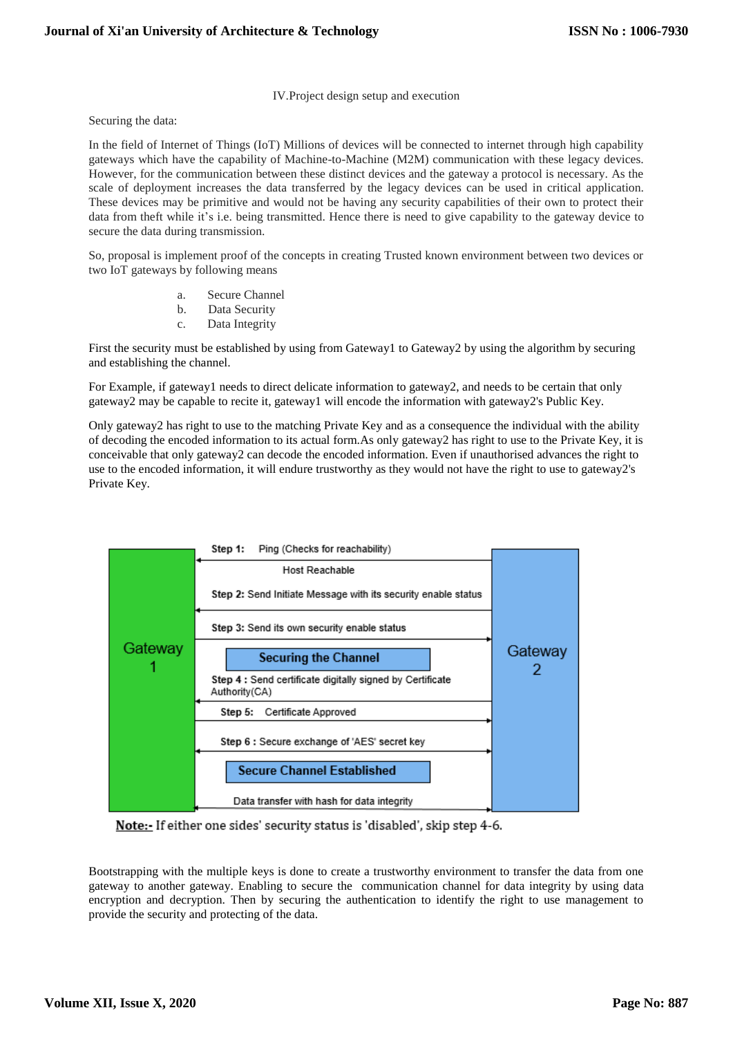## IV.Project design setup and execution

Securing the data:

In the field of Internet of Things (IoT) Millions of devices will be connected to internet through high capability gateways which have the capability of Machine-to-Machine (M2M) communication with these legacy devices. However, for the communication between these distinct devices and the gateway a protocol is necessary. As the scale of deployment increases the data transferred by the legacy devices can be used in critical application. These devices may be primitive and would not be having any security capabilities of their own to protect their data from theft while it's i.e. being transmitted. Hence there is need to give capability to the gateway device to secure the data during transmission.

So, proposal is implement proof of the concepts in creating Trusted known environment between two devices or two IoT gateways by following means

a. Secure Channel
b. Data Security
c. Data Integrity

First the security must be established by using from Gateway1 to Gateway2 by using the algorithm by securing and establishing the channel.

For Example, if gateway1 needs to direct delicate information to gateway2, and needs to be certain that only gateway2 may be capable to recite it, gateway1 will encode the information with gateway2's Public Key.

Only gateway2 has right to use to the matching Private Key and as a consequence the individual with the ability of decoding the encoded information to its actual form.As only gateway2 has right to use to the Private Key, it is conceivable that only gateway2 can decode the encoded information. Even if unauthorised advances the right to use to the encoded information, it will endure trustworthy as they would not have the right to use to gateway2's Private Key.

Gateway 1 | Gateway 2

**Step 1:** Ping (Checks for reachability)

Host Reachable

**Step 2:** Send Initiate Message with its security enable status

**Step 3:** Send its own security enable status

**Securing the Channel**

**Step 4 :** Send certificate digitally signed by Certificate Authority(CA)

**Step 5:** Certificate Approved

**Step 6 :** Secure exchange of 'AES' secret key

**Secure Channel Established**

Data transfer with hash for data integrity

**Note:-** If either one sides' security status is 'disabled', skip step 4-6.

Bootstrapping with the multiple keys is done to create a trustworthy environment to transfer the data from one gateway to another gateway. Enabling to secure the communication channel for data integrity by using data encryption and decryption. Then by securing the authentication to identify the right to use management to provide the security and protecting of the data.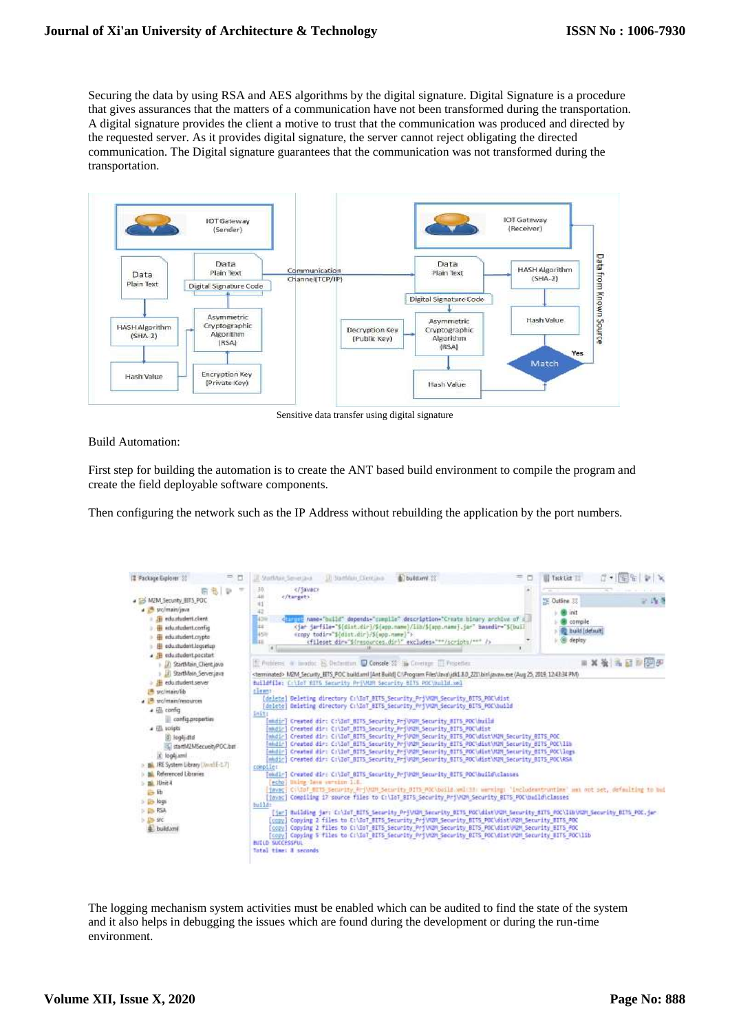Securing the data by using RSA and AES algorithms by the digital signature. Digital Signature is a procedure that gives assurances that the matters of a communication have not been transformed during the transportation. A digital signature provides the client a motive to trust that the communication was produced and directed by the requested server. As it provides digital signature, the server cannot reject obligating the directed communication. The Digital signature guarantees that the communication was not transformed during the transportation.

Sensitive data transfer using digital signature

Build Automation:

First step for building the automation is to create the ANT based build environment to compile the program and create the field deployable software components.

Then configuring the network such as the IP Address without rebuilding the application by the port numbers.

The logging mechanism system activities must be enabled which can be audited to find the state of the system and it also helps in debugging the issues which are found during the development or during the run-time environment.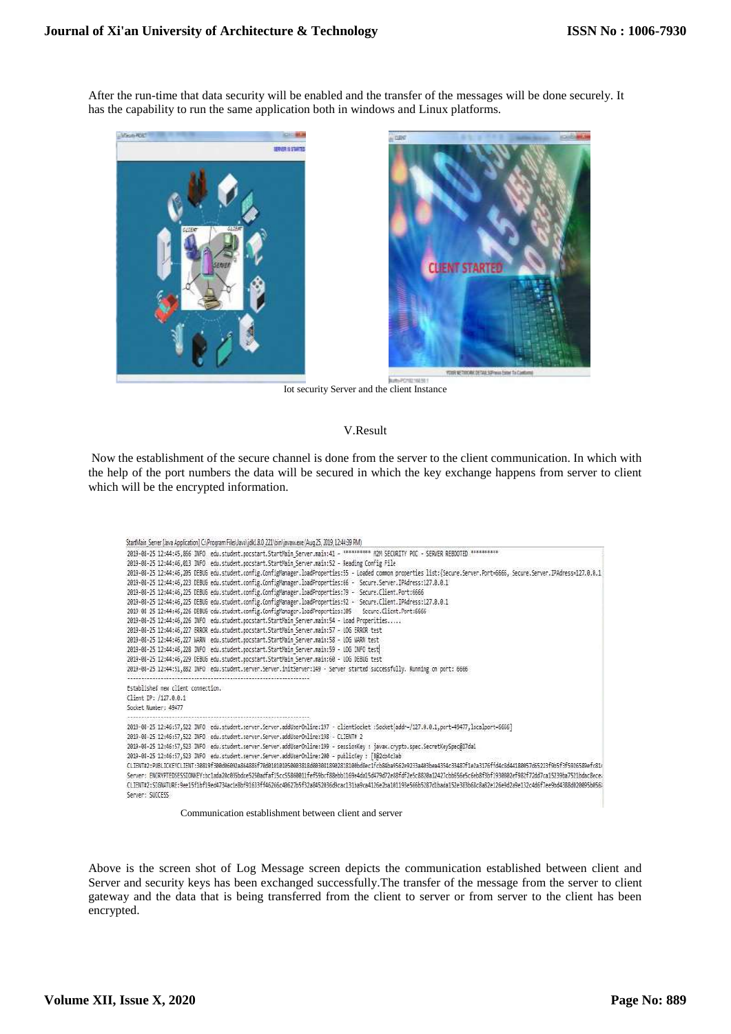After the run-time that data security will be enabled and the transfer of the messages will be done securely. It has the capability to run the same application both in windows and Linux platforms.

Iot security Server and the client Instance

## V.Result

Now the establishment of the secure channel is done from the server to the client communication. In which with the help of the port numbers the data will be secured in which the key exchange happens from server to client which will be the encrypted information.

Communication establishment between client and server

Above is the screen shot of Log Message screen depicts the communication established between client and Server and security keys has been exchanged successfully.The transfer of the message from the server to client gateway and the data that is being transferred from the client to server or from server to the client has been encrypted.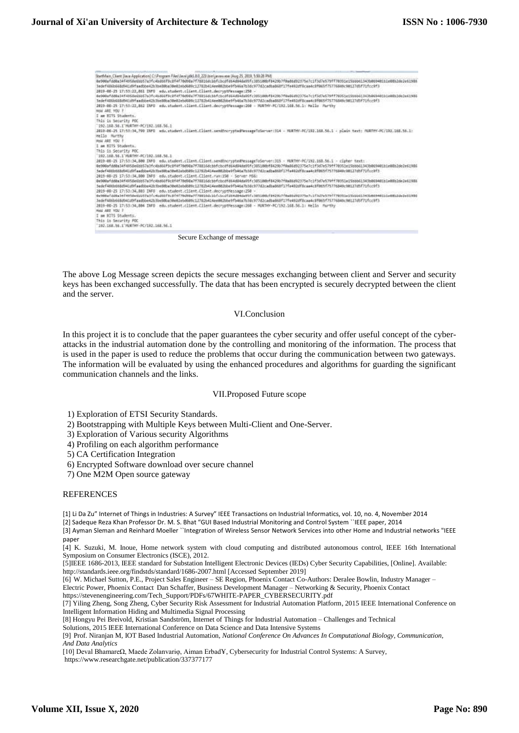Secure Exchange of message

The above Log Message screen depicts the secure messages exchanging between client and Server and security keys has been exchanged successfully. The data that has been encrypted is securely decrypted between the client and the server.

## VI.Conclusion

In this project it is to conclude that the paper guarantees the cyber security and offer useful concept of the cyber-attacks in the industrial automation done by the controlling and monitoring of the information. The process that is used in the paper is used to reduce the problems that occur during the communication between two gateways. The information will be evaluated by using the enhanced procedures and algorithms for guarding the significant communication channels and the links.

## VII.Proposed Future scope

1) Exploration of ETSI Security Standards.
2) Bootstrapping with Multiple Keys between Multi-Client and One-Server.
3) Exploration of Various security Algorithms
4) Profiling on each algorithm performance
5) CA Certification Integration
6) Encrypted Software download over secure channel
7) One M2M Open source gateway

## REFERENCES

[1] Li Da Zu" Internet of Things in Industries: A Survey" IEEE Transactions on Industrial Informatics, vol. 10, no. 4, November 2014

[2] Sadeque Reza Khan Professor Dr. M. S. Bhat "GUI Based Industrial Monitoring and Control System ``IEEE paper, 2014

[3] Ayman Sleman and Reinhard Moeller ``Integration of Wireless Sensor Network Services into other Home and Industrial networks "IEEE paper

[4] K. Suzuki, M. Inoue, Home network system with cloud computing and distributed autonomous control, IEEE 16th International Symposium on Consumer Electronics (ISCE), 2012.

[5]IEEE 1686-2013, IEEE standard for Substation Intelligent Electronic Devices (IEDs) Cyber Security Capabilities, [Online]. Available: http://standards.ieee.org/findstds/standard/1686-2007.html [Accessed September 2019]

[6] W. Michael Sutton, P.E., Project Sales Engineer – SE Region, Phoenix Contact Co-Authors: Deralee Bowlin, Industry Manager – Electric Power, Phoenix Contact Dan Schaffer, Business Development Manager – Networking & Security, Phoenix Contact https://stevenengineering.com/Tech_Support/PDFs/67WHITE-PAPER_CYBERSECURITY.pdf

[7] Yiling Zheng, Song Zheng, Cyber Security Risk Assessment for Industrial Automation Platform, 2015 IEEE International Conference on Intelligent Information Hiding and Multimedia Signal Processing

[8] Hongyu Pei Breivold, Kristian Sandström, Internet of Things for Industrial Automation – Challenges and Technical Solutions, 2015 IEEE International Conference on Data Science and Data Intensive Systems

[9] Prof. Niranjan M, IOT Based Industrial Automation, *National Conference On Advances In Computational Biology, Communication, And Data Analytics*

[10] Deval BhamareΩ, Maede Zolanvariφ, Aiman ErbadΨ, Cybersecurity for Industrial Control Systems: A Survey, https://www.researchgate.net/publication/337377177